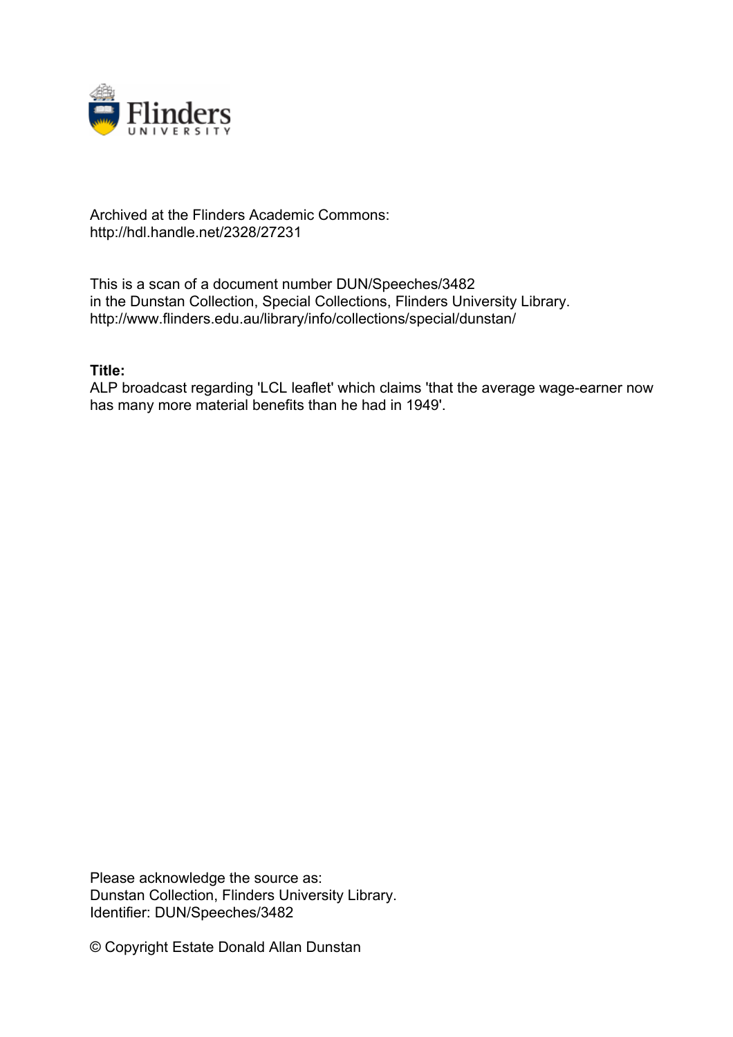Archived at the Flinders Academic Commons:
http://hdl.handle.net/2328/27231

This is a scan of a document number DUN/Speeches/3482
in the Dunstan Collection, Special Collections, Flinders University Library.
http://www.flinders.edu.au/library/info/collections/special/dunstan/

**Title:**
ALP broadcast regarding 'LCL leaflet' which claims 'that the average wage-earner now has many more material benefits than he had in 1949'.

Please acknowledge the source as:
Dunstan Collection, Flinders University Library.
Identifier: DUN/Speeches/3482

© Copyright Estate Donald Allan Dunstan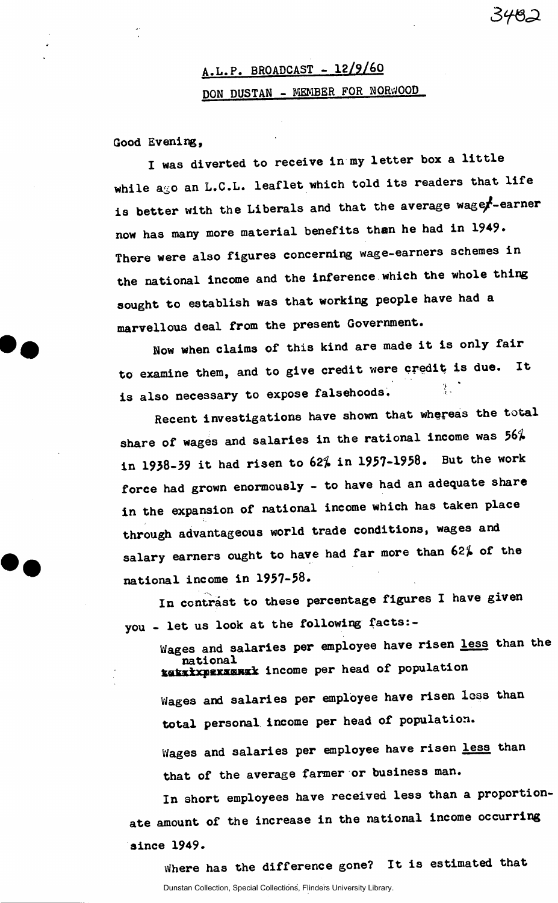A.L.P. BROADCAST - 12/9/60

DON DUSTAN - MEMBER FOR NORWOOD

Good Evening,

I was diverted to receive in my letter box a little while ago an L.C.L. leaflet which told its readers that life is better with the Liberals and that the average wage-earner now has many more material benefits than he had in 1949. There were also figures concerning wage-earners schemes in the national income and the inference which the whole thing sought to establish was that working people have had a marvellous deal from the present Government.

Now when claims of this kind are made it is only fair to examine them, and to give credit were credit is due. It is also necessary to expose falsehoods.

Recent investigations have shown that whereas the total share of wages and salaries in the rational income was 56% in 1938-39 it had risen to 62% in 1957-1958. But the work force had grown enormously - to have had an adequate share in the expansion of national income which has taken place through advantageous world trade conditions, wages and salary earners ought to have had far more than 62% of the national income in 1957-58.

In contrast to these percentage figures I have given you - let us look at the following facts:-

Wages and salaries per employee have risen <u>less</u> than the national income per head of population

Wages and salaries per employee have risen less than total personal income per head of population.

Wages and salaries per employee have risen <u>less</u> than that of the average farmer or business man.

In short employees have received less than a proportionate amount of the increase in the national income occurring since 1949.

Where has the difference gone? It is estimated that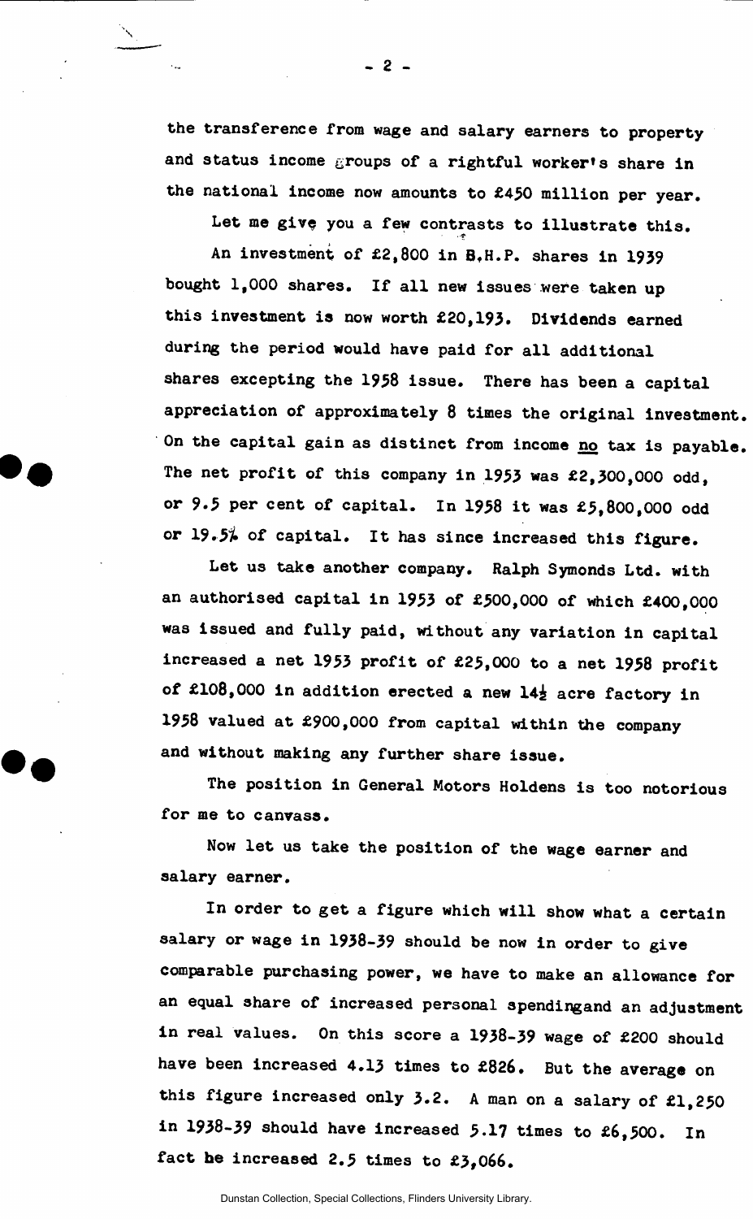the transference from wage and salary earners to property and status income groups of a rightful worker's share in the national income now amounts to £450 million per year.

Let me give you a few contrasts to illustrate this.

An investment of £2,800 in B.H.P. shares in 1939 bought 1,000 shares. If all new issues were taken up this investment is now worth £20,193. Dividends earned during the period would have paid for all additional shares excepting the 1958 issue. There has been a capital appreciation of approximately 8 times the original investment. On the capital gain as distinct from income <u>no</u> tax is payable. The net profit of this company in 1953 was £2,300,000 odd, or 9.5 per cent of capital. In 1958 it was £5,800,000 odd or 19.5% of capital. It has since increased this figure.

Let us take another company. Ralph Symonds Ltd. with an authorised capital in 1953 of £500,000 of which £400,000 was issued and fully paid, without any variation in capital increased a net 1953 profit of £25,000 to a net 1958 profit of £108,000 in addition erected a new 14½ acre factory in 1958 valued at £900,000 from capital within the company and without making any further share issue.

The position in General Motors Holdens is too notorious for me to canvass.

Now let us take the position of the wage earner and salary earner.

In order to get a figure which will show what a certain salary or wage in 1938-39 should be now in order to give comparable purchasing power, we have to make an allowance for an equal share of increased personal spendingand an adjustment in real values. On this score a 1938-39 wage of £200 should have been increased 4.13 times to £826. But the average on this figure increased only 3.2. A man on a salary of £1,250 in 1938-39 should have increased 5.17 times to £6,500. In fact he increased 2.5 times to £3,066.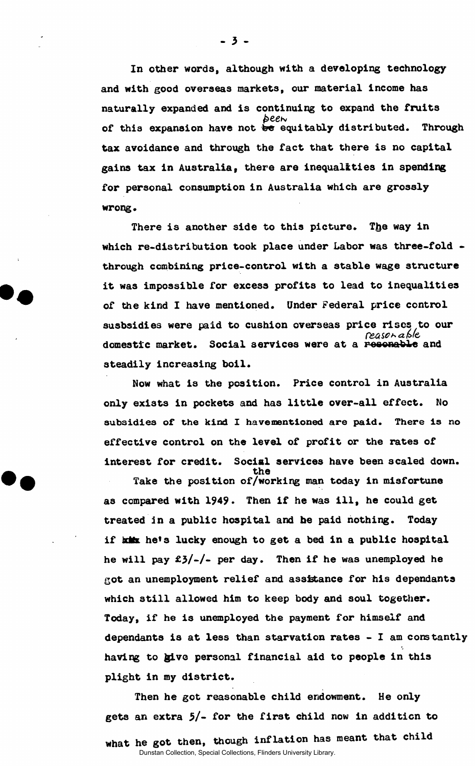In other words, although with a developing technology and with good overseas markets, our material income has naturally expanded and is continuing to expand the fruits of this expansion have not been equitably distributed. Through tax avoidance and through the fact that there is no capital gains tax in Australia, there are inequalities in spending for personal consumption in Australia which are grossly wrong.

There is another side to this picture. The way in which re-distribution took place under Labor was three-fold - through combining price-control with a stable wage structure it was impossible for excess profits to lead to inequalities of the kind I have mentioned. Under Federal price control susbsidies were paid to cushion overseas price rises to our domestic market. Social services were at a reasonable and steadily increasing boil.

Now what is the position. Price control in Australia only exists in pockets and has little over-all effect. No subsidies of the kind I havementioned are paid. There is no effective control on the level of profit or the rates of interest for credit. Social services have been scaled down.

Take the position of the working man today in misfortune as compared with 1949. Then if he was ill, he could get treated in a public hospital and he paid nothing. Today if he's lucky enough to get a bed in a public hospital he will pay £3/-/- per day. Then if he was unemployed he got an unemployment relief and assistance for his dependants which still allowed him to keep body and soul together. Today, if he is unemployed the payment for himself and dependants is at less than starvation rates - I am constantly having to give personal financial aid to people in this plight in my district.

Then he got reasonable child endowment. He only gets an extra 5/- for the first child now in addition to what he got then, though inflation has meant that child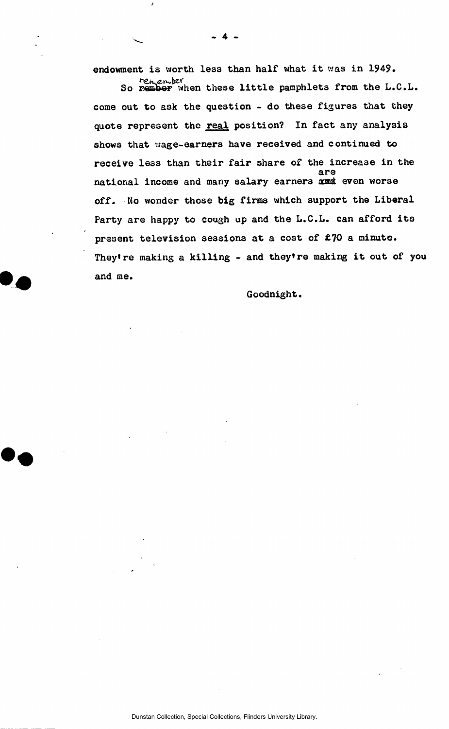endowment is worth less than half what it was in 1949.

So remember when these little pamphlets from the L.C.L. come out to ask the question - do these figures that they quote represent the <u>real</u> position? In fact any analysis shows that wage-earners have received and continued to receive less than their fair share of the increase in the national income and many salary earners are even worse off. No wonder those big firms which support the Liberal Party are happy to cough up and the L.C.L. can afford its present television sessions at a cost of £70 a minute. They're making a killing - and they're making it out of you and me.

Goodnight.

Dunstan Collection, Special Collections, Flinders University Library.